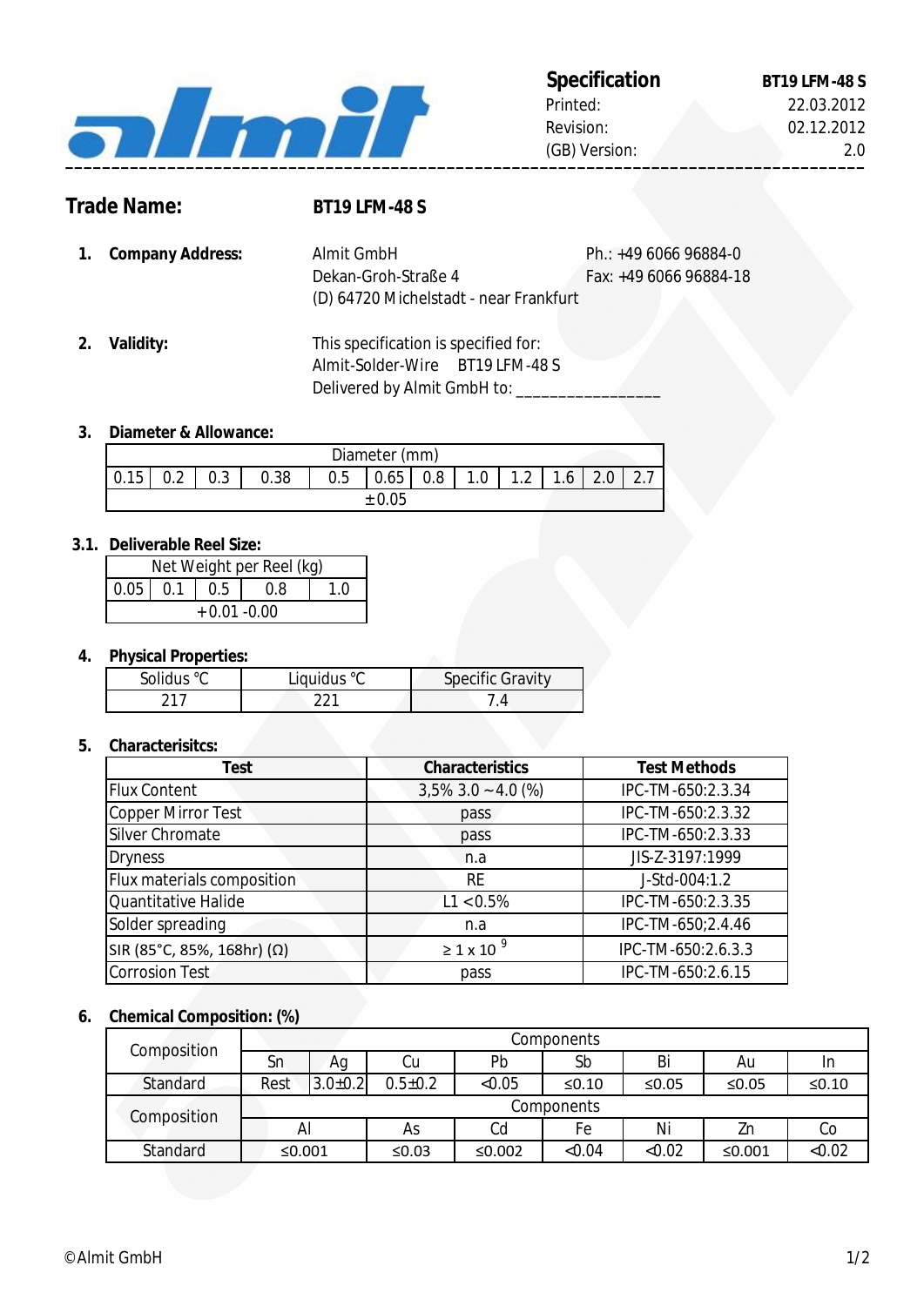| **Specification** | **BT19 LFM-48 S** |
|---|---|
| Printed: | 22.03.2012 |
| Revision: | 02.12.2012 |
| (GB) Version: | 2.0 |

## Trade Name: **BT19 LFM-48 S**

**1. Company Address:**

Almit GmbH
Dekan-Groh-Straße 4
(D) 64720 Michelstadt - near Frankfurt

Ph.: +49 6066 96884-0
Fax: +49 6066 96884-18

**2. Validity:**

This specification is specified for:
Almit-Solder-Wire BT19 LFM-48 S
Delivered by Almit GmbH to: ________________

**3. Diameter & Allowance:**

| Diameter (mm) | | | | | | | | | | | |
|---|---|---|---|---|---|---|---|---|---|---|---|
| 0.15 | 0.2 | 0.3 | 0.38 | 0.5 | 0.65 | 0.8 | 1.0 | 1.2 | 1.6 | 2.0 | 2.7 |
| ±0.05 | | | | | | | | | | | |

**3.1. Deliverable Reel Size:**

| Net Weight per Reel (kg) | | | | |
|---|---|---|---|---|
| 0.05 | 0.1 | 0.5 | 0.8 | 1.0 |
| +0.01 -0.00 | | | | |

**4. Physical Properties:**

| Solidus °C | Liquidus °C | Specific Gravity |
|---|---|---|
| 217 | 221 | 7.4 |

**5. Characterisitcs:**

| Test | Characteristics | Test Methods |
|---|---|---|
| Flux Content | 3,5% 3.0 ~ 4.0 (%) | IPC-TM-650:2.3.34 |
| Copper Mirror Test | pass | IPC-TM-650:2.3.32 |
| Silver Chromate | pass | IPC-TM-650:2.3.33 |
| Dryness | n.a | JIS-Z-3197:1999 |
| Flux materials composition | RE | J-Std-004:1.2 |
| Quantitative Halide | L1 <0.5% | IPC-TM-650:2.3.35 |
| Solder spreading | n.a | IPC-TM-650;2.4.46 |
| SIR (85°C, 85%, 168hr) (Ω) | $\geq 1 \times 10^{9}$ | IPC-TM-650:2.6.3.3 |
| Corrosion Test | pass | IPC-TM-650:2.6.15 |

**6. Chemical Composition: (%)**

| Composition | Components | | | | | | |
|---|---|---|---|---|---|---|---|
| | Sn | Ag | Cu | Pb | Sb | Bi | Au | In |
| Standard | Rest | 3.0±0.2 | 0.5±0.2 | <0.05 | ≤0.10 | ≤0.05 | ≤0.05 | ≤0.10 |

| Composition | Components | | | | | |
|---|---|---|---|---|---|---|
| | Al | As | Cd | Fe | Ni | Zn | Co |
| Standard | ≤0.001 | ≤0.03 | ≤0.002 | <0.04 | <0.02 | ≤0.001 | <0.02 |

©Almit GmbH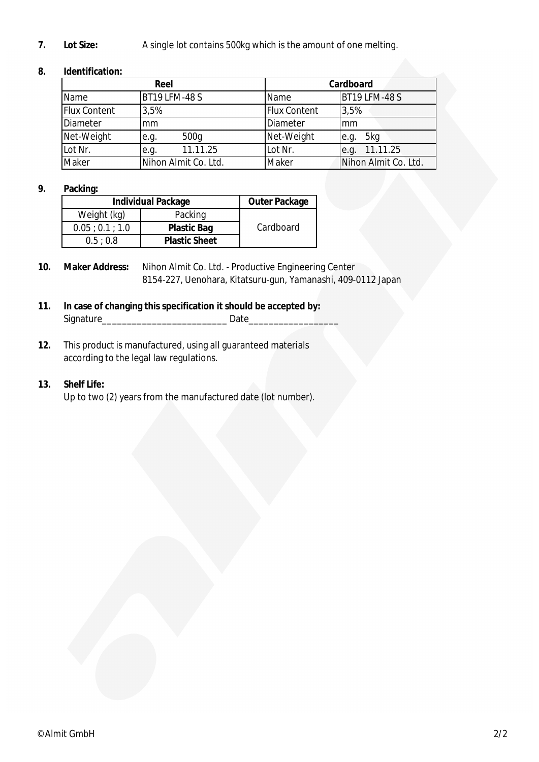**7. Lot Size:** A single lot contains 500kg which is the amount of one melting.

**8. Identification:**

| Reel | | Cardboard | |
|---|---|---|---|
| Name | BT19 LFM-48 S | Name | BT19 LFM-48 S |
| Flux Content | 3,5% | Flux Content | 3,5% |
| Diameter | mm | Diameter | mm |
| Net-Weight | e.g. 500g | Net-Weight | e.g. 5kg |
| Lot Nr. | e.g. 11.11.25 | Lot Nr. | e.g. 11.11.25 |
| Maker | Nihon Almit Co. Ltd. | Maker | Nihon Almit Co. Ltd. |

**9. Packing:**

| Individual Package | | Outer Package |
|---|---|---|
| Weight (kg) | Packing | |
| 0.05 ; 0.1 ; 1.0 | **Plastic Bag** | Cardboard |
| 0.5 ; 0.8 | **Plastic Sheet** | |

**10. Maker Address:** Nihon Almit Co. Ltd. - Productive Engineering Center
8154-227, Uenohara, Kitatsuru-gun, Yamanashi, 409-0112 Japan

**11. In case of changing this specification it should be accepted by:**
Signature_________________________ Date_________________

**12.** This product is manufactured, using all guaranteed materials according to the legal law regulations.

**13. Shelf Life:**
Up to two (2) years from the manufactured date (lot number).

©Almit GmbH